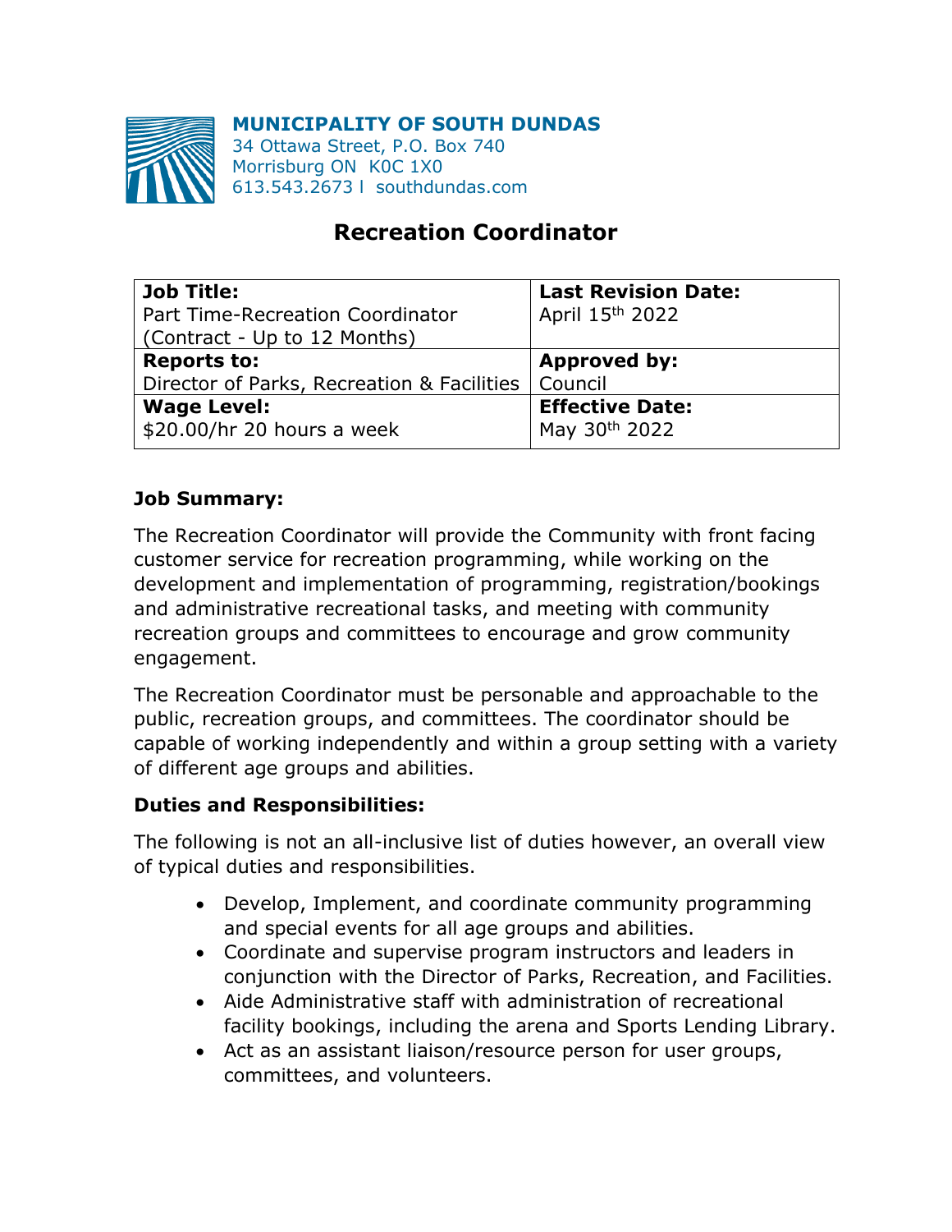**MUNICIPALITY OF SOUTH DUNDAS**
34 Ottawa Street, P.O. Box 740
Morrisburg ON K0C 1X0
613.543.2673 l southdundas.com

# Recreation Coordinator

| **Job Title:** Part Time-Recreation Coordinator (Contract - Up to 12 Months) | **Last Revision Date:** April 15th 2022 |
|---|---|
| **Reports to:** Director of Parks, Recreation & Facilities | **Approved by:** Council |
| **Wage Level:** $20.00/hr 20 hours a week | **Effective Date:** May 30th 2022 |

### Job Summary:

The Recreation Coordinator will provide the Community with front facing customer service for recreation programming, while working on the development and implementation of programming, registration/bookings and administrative recreational tasks, and meeting with community recreation groups and committees to encourage and grow community engagement.

The Recreation Coordinator must be personable and approachable to the public, recreation groups, and committees. The coordinator should be capable of working independently and within a group setting with a variety of different age groups and abilities.

### Duties and Responsibilities:

The following is not an all-inclusive list of duties however, an overall view of typical duties and responsibilities.

- Develop, Implement, and coordinate community programming and special events for all age groups and abilities.
- Coordinate and supervise program instructors and leaders in conjunction with the Director of Parks, Recreation, and Facilities.
- Aide Administrative staff with administration of recreational facility bookings, including the arena and Sports Lending Library.
- Act as an assistant liaison/resource person for user groups, committees, and volunteers.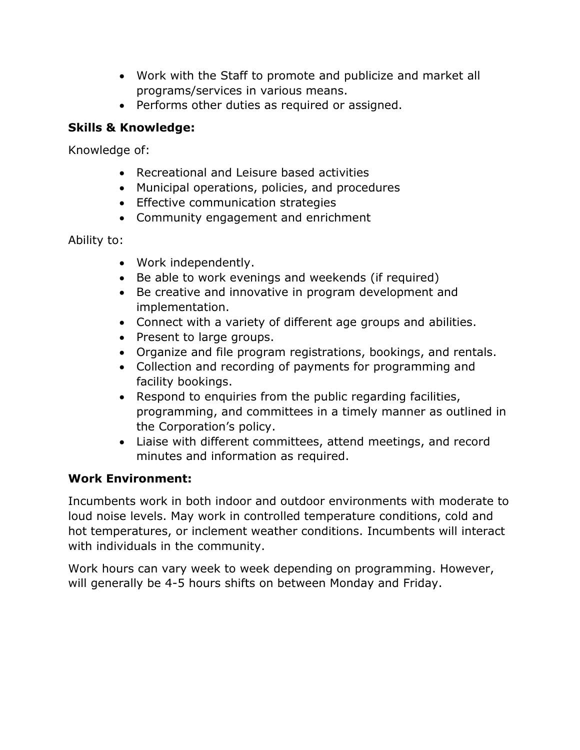- Work with the Staff to promote and publicize and market all programs/services in various means.
- Performs other duties as required or assigned.

**Skills & Knowledge:**

Knowledge of:

- Recreational and Leisure based activities
- Municipal operations, policies, and procedures
- Effective communication strategies
- Community engagement and enrichment

Ability to:

- Work independently.
- Be able to work evenings and weekends (if required)
- Be creative and innovative in program development and implementation.
- Connect with a variety of different age groups and abilities.
- Present to large groups.
- Organize and file program registrations, bookings, and rentals.
- Collection and recording of payments for programming and facility bookings.
- Respond to enquiries from the public regarding facilities, programming, and committees in a timely manner as outlined in the Corporation's policy.
- Liaise with different committees, attend meetings, and record minutes and information as required.

**Work Environment:**

Incumbents work in both indoor and outdoor environments with moderate to loud noise levels. May work in controlled temperature conditions, cold and hot temperatures, or inclement weather conditions. Incumbents will interact with individuals in the community.

Work hours can vary week to week depending on programming. However, will generally be 4-5 hours shifts on between Monday and Friday.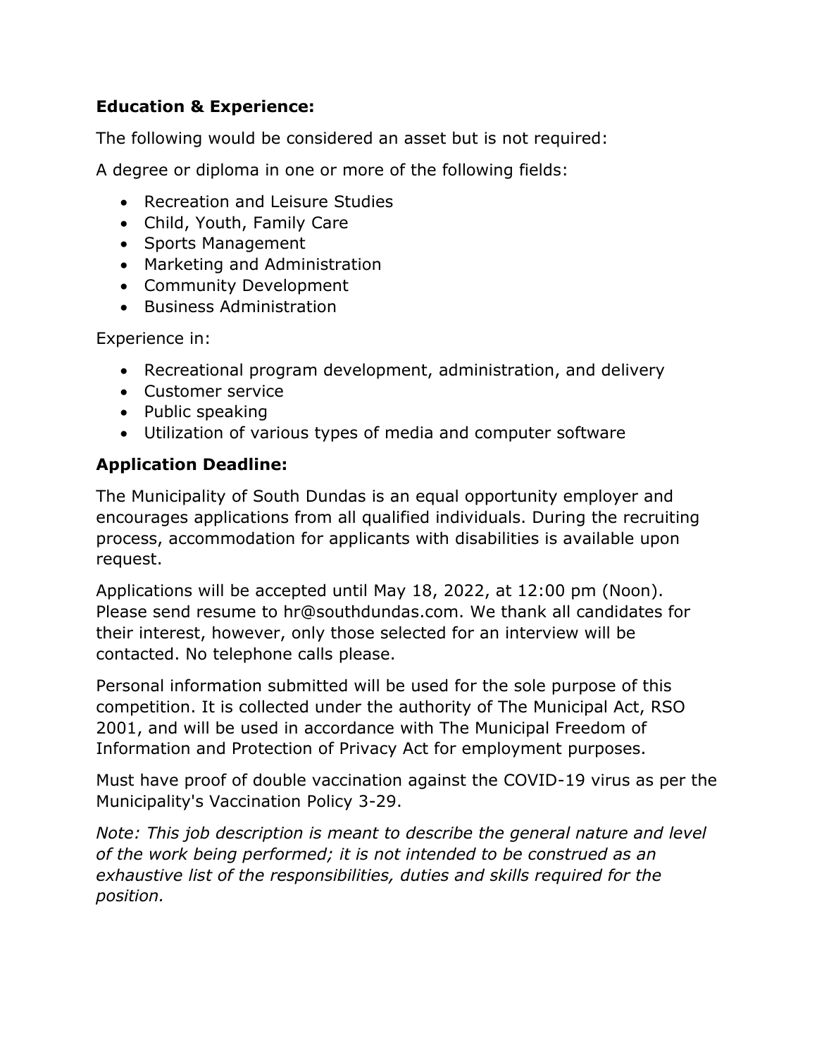**Education & Experience:**

The following would be considered an asset but is not required:

A degree or diploma in one or more of the following fields:

- Recreation and Leisure Studies
- Child, Youth, Family Care
- Sports Management
- Marketing and Administration
- Community Development
- Business Administration

Experience in:

- Recreational program development, administration, and delivery
- Customer service
- Public speaking
- Utilization of various types of media and computer software

**Application Deadline:**

The Municipality of South Dundas is an equal opportunity employer and encourages applications from all qualified individuals. During the recruiting process, accommodation for applicants with disabilities is available upon request.

Applications will be accepted until May 18, 2022, at 12:00 pm (Noon). Please send resume to hr@southdundas.com. We thank all candidates for their interest, however, only those selected for an interview will be contacted. No telephone calls please.

Personal information submitted will be used for the sole purpose of this competition. It is collected under the authority of The Municipal Act, RSO 2001, and will be used in accordance with The Municipal Freedom of Information and Protection of Privacy Act for employment purposes.

Must have proof of double vaccination against the COVID-19 virus as per the Municipality's Vaccination Policy 3-29.

*Note: This job description is meant to describe the general nature and level of the work being performed; it is not intended to be construed as an exhaustive list of the responsibilities, duties and skills required for the position.*